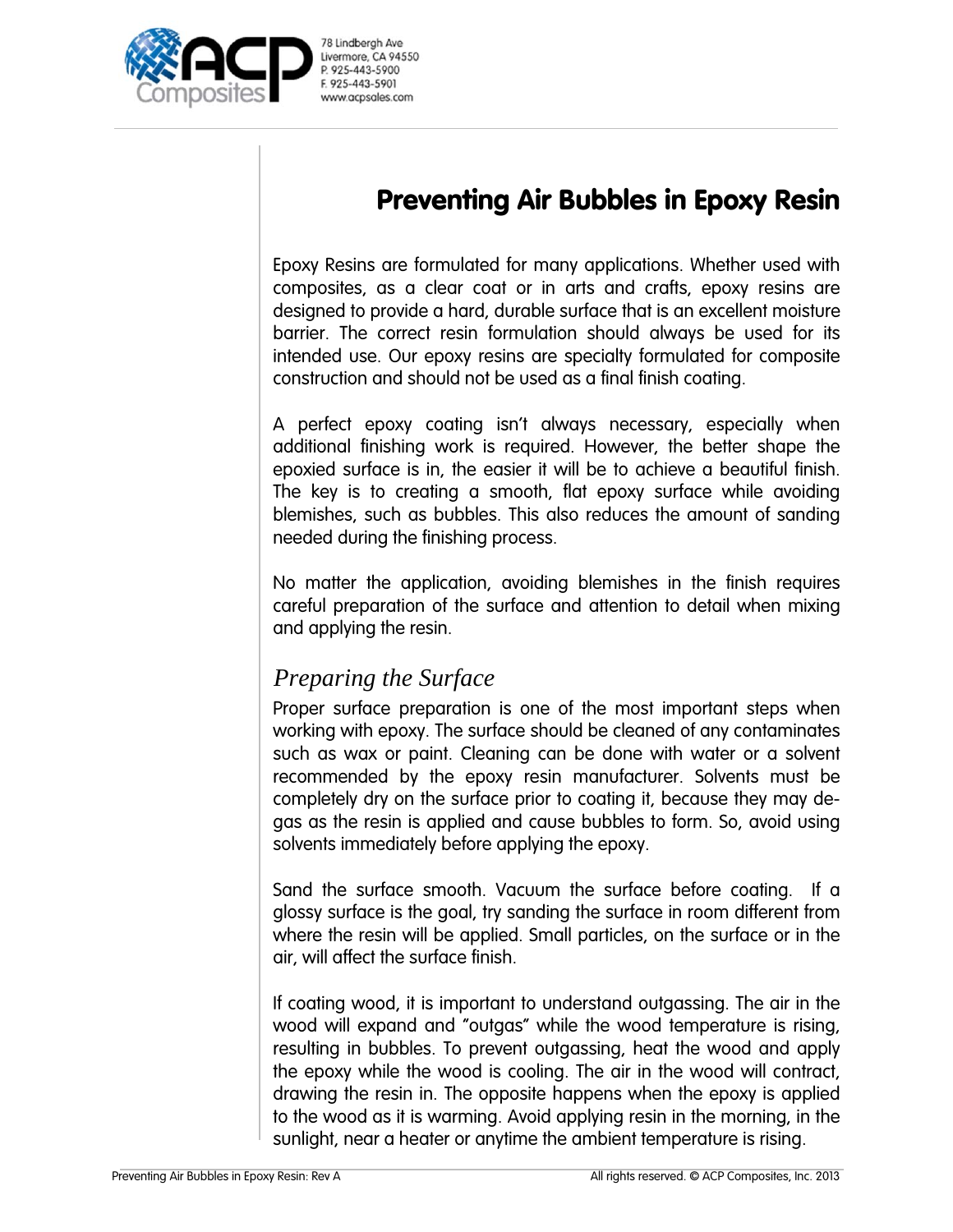# Preventing Air Bubbles in Epoxy Resin

Epoxy Resins are formulated for many applications. Whether used with composites, as a clear coat or in arts and crafts, epoxy resins are designed to provide a hard, durable surface that is an excellent moisture barrier. The correct resin formulation should always be used for its intended use. Our epoxy resins are specialty formulated for composite construction and should not be used as a final finish coating.

A perfect epoxy coating isn't always necessary, especially when additional finishing work is required. However, the better shape the epoxied surface is in, the easier it will be to achieve a beautiful finish. The key is to creating a smooth, flat epoxy surface while avoiding blemishes, such as bubbles. This also reduces the amount of sanding needed during the finishing process.

No matter the application, avoiding blemishes in the finish requires careful preparation of the surface and attention to detail when mixing and applying the resin.

## *Preparing the Surface*

Proper surface preparation is one of the most important steps when working with epoxy. The surface should be cleaned of any contaminates such as wax or paint. Cleaning can be done with water or a solvent recommended by the epoxy resin manufacturer. Solvents must be completely dry on the surface prior to coating it, because they may de-gas as the resin is applied and cause bubbles to form. So, avoid using solvents immediately before applying the epoxy.

Sand the surface smooth. Vacuum the surface before coating. If a glossy surface is the goal, try sanding the surface in room different from where the resin will be applied. Small particles, on the surface or in the air, will affect the surface finish.

If coating wood, it is important to understand outgassing. The air in the wood will expand and "outgas" while the wood temperature is rising, resulting in bubbles. To prevent outgassing, heat the wood and apply the epoxy while the wood is cooling. The air in the wood will contract, drawing the resin in. The opposite happens when the epoxy is applied to the wood as it is warming. Avoid applying resin in the morning, in the sunlight, near a heater or anytime the ambient temperature is rising.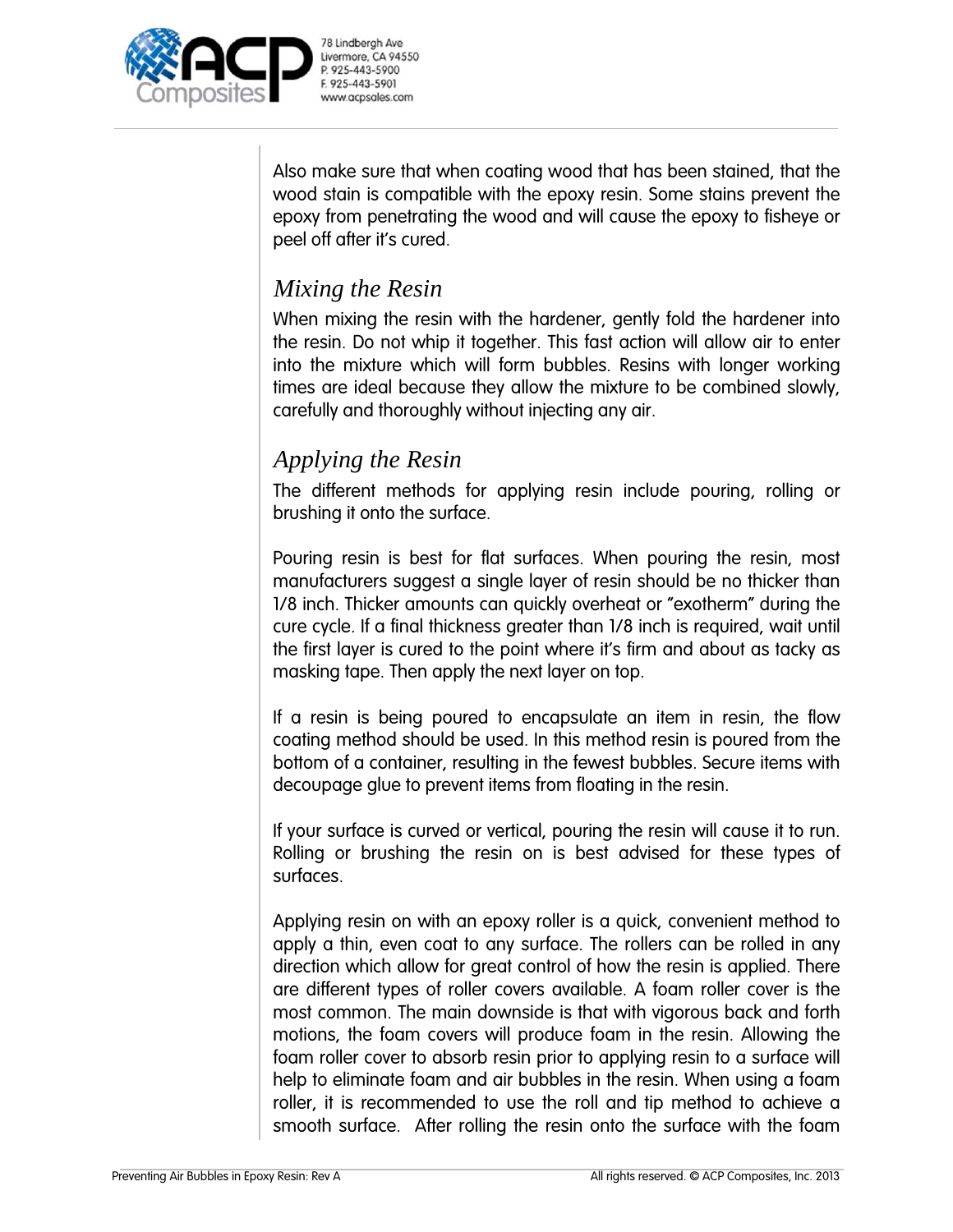Also make sure that when coating wood that has been stained, that the wood stain is compatible with the epoxy resin. Some stains prevent the epoxy from penetrating the wood and will cause the epoxy to fisheye or peel off after it's cured.

## *Mixing the Resin*

When mixing the resin with the hardener, gently fold the hardener into the resin. Do not whip it together. This fast action will allow air to enter into the mixture which will form bubbles. Resins with longer working times are ideal because they allow the mixture to be combined slowly, carefully and thoroughly without injecting any air.

## *Applying the Resin*

The different methods for applying resin include pouring, rolling or brushing it onto the surface.

Pouring resin is best for flat surfaces. When pouring the resin, most manufacturers suggest a single layer of resin should be no thicker than 1/8 inch. Thicker amounts can quickly overheat or "exotherm" during the cure cycle. If a final thickness greater than 1/8 inch is required, wait until the first layer is cured to the point where it's firm and about as tacky as masking tape. Then apply the next layer on top.

If a resin is being poured to encapsulate an item in resin, the flow coating method should be used. In this method resin is poured from the bottom of a container, resulting in the fewest bubbles. Secure items with decoupage glue to prevent items from floating in the resin.

If your surface is curved or vertical, pouring the resin will cause it to run. Rolling or brushing the resin on is best advised for these types of surfaces.

Applying resin on with an epoxy roller is a quick, convenient method to apply a thin, even coat to any surface. The rollers can be rolled in any direction which allow for great control of how the resin is applied. There are different types of roller covers available. A foam roller cover is the most common. The main downside is that with vigorous back and forth motions, the foam covers will produce foam in the resin. Allowing the foam roller cover to absorb resin prior to applying resin to a surface will help to eliminate foam and air bubbles in the resin. When using a foam roller, it is recommended to use the roll and tip method to achieve a smooth surface. After rolling the resin onto the surface with the foam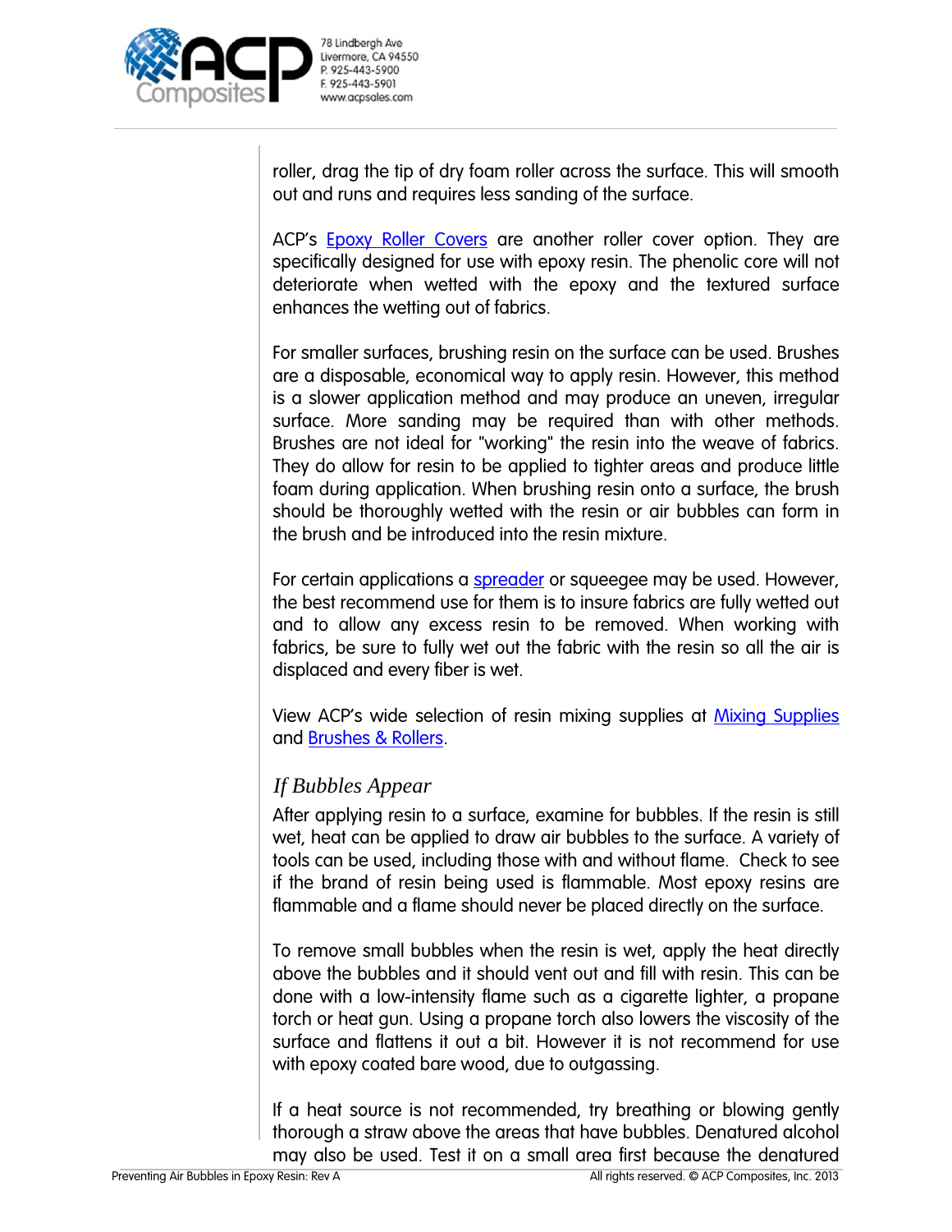roller, drag the tip of dry foam roller across the surface. This will smooth out and runs and requires less sanding of the surface.

ACP's Epoxy Roller Covers are another roller cover option. They are specifically designed for use with epoxy resin. The phenolic core will not deteriorate when wetted with the epoxy and the textured surface enhances the wetting out of fabrics.

For smaller surfaces, brushing resin on the surface can be used. Brushes are a disposable, economical way to apply resin. However, this method is a slower application method and may produce an uneven, irregular surface. More sanding may be required than with other methods. Brushes are not ideal for "working" the resin into the weave of fabrics. They do allow for resin to be applied to tighter areas and produce little foam during application. When brushing resin onto a surface, the brush should be thoroughly wetted with the resin or air bubbles can form in the brush and be introduced into the resin mixture.

For certain applications a spreader or squeegee may be used. However, the best recommend use for them is to insure fabrics are fully wetted out and to allow any excess resin to be removed. When working with fabrics, be sure to fully wet out the fabric with the resin so all the air is displaced and every fiber is wet.

View ACP's wide selection of resin mixing supplies at Mixing Supplies and Brushes & Rollers.

### *If Bubbles Appear*

After applying resin to a surface, examine for bubbles. If the resin is still wet, heat can be applied to draw air bubbles to the surface. A variety of tools can be used, including those with and without flame. Check to see if the brand of resin being used is flammable. Most epoxy resins are flammable and a flame should never be placed directly on the surface.

To remove small bubbles when the resin is wet, apply the heat directly above the bubbles and it should vent out and fill with resin. This can be done with a low-intensity flame such as a cigarette lighter, a propane torch or heat gun. Using a propane torch also lowers the viscosity of the surface and flattens it out a bit. However it is not recommend for use with epoxy coated bare wood, due to outgassing.

If a heat source is not recommended, try breathing or blowing gently thorough a straw above the areas that have bubbles. Denatured alcohol may also be used. Test it on a small area first because the denatured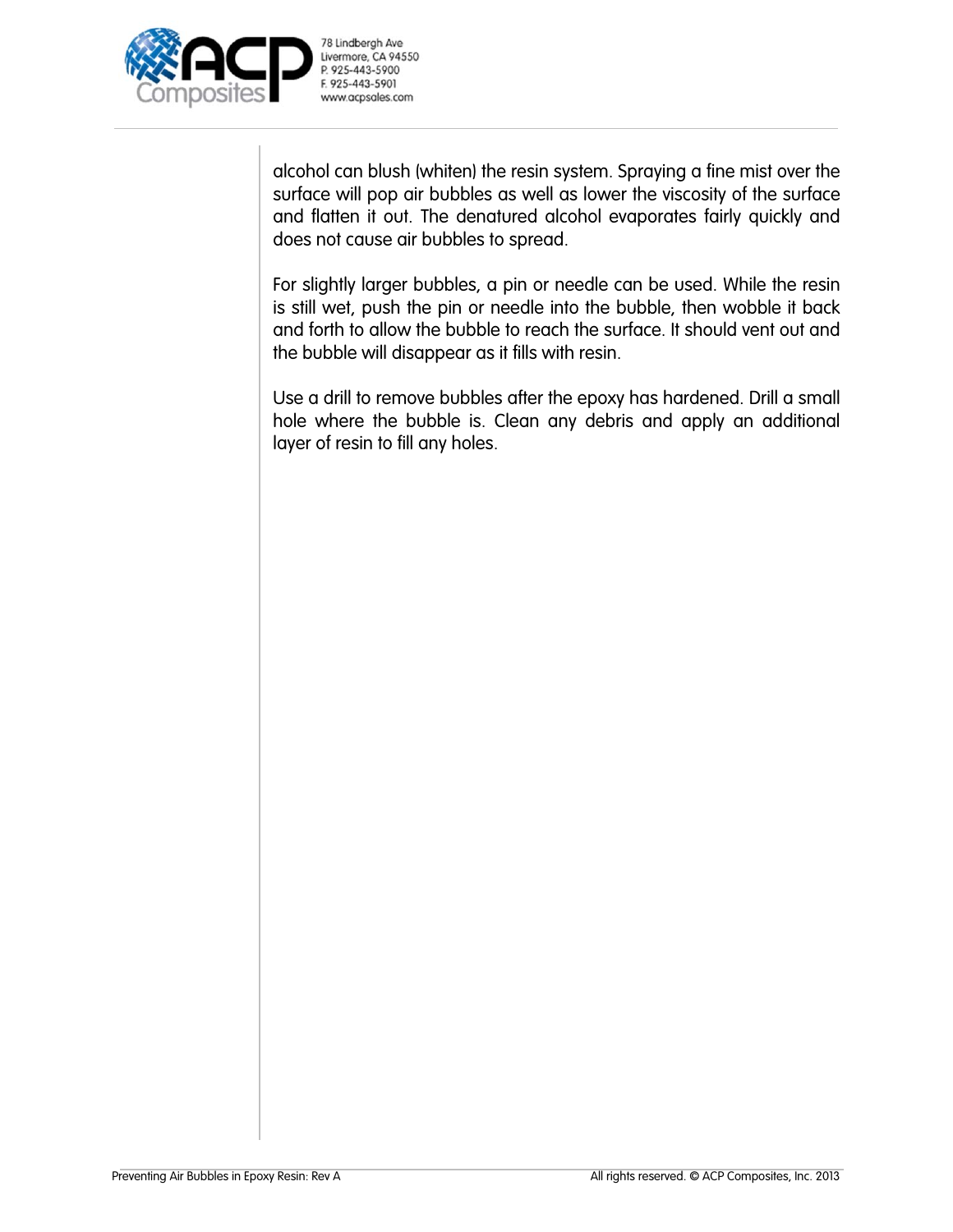alcohol can blush (whiten) the resin system. Spraying a fine mist over the surface will pop air bubbles as well as lower the viscosity of the surface and flatten it out. The denatured alcohol evaporates fairly quickly and does not cause air bubbles to spread.

For slightly larger bubbles, a pin or needle can be used. While the resin is still wet, push the pin or needle into the bubble, then wobble it back and forth to allow the bubble to reach the surface. It should vent out and the bubble will disappear as it fills with resin.

Use a drill to remove bubbles after the epoxy has hardened. Drill a small hole where the bubble is. Clean any debris and apply an additional layer of resin to fill any holes.